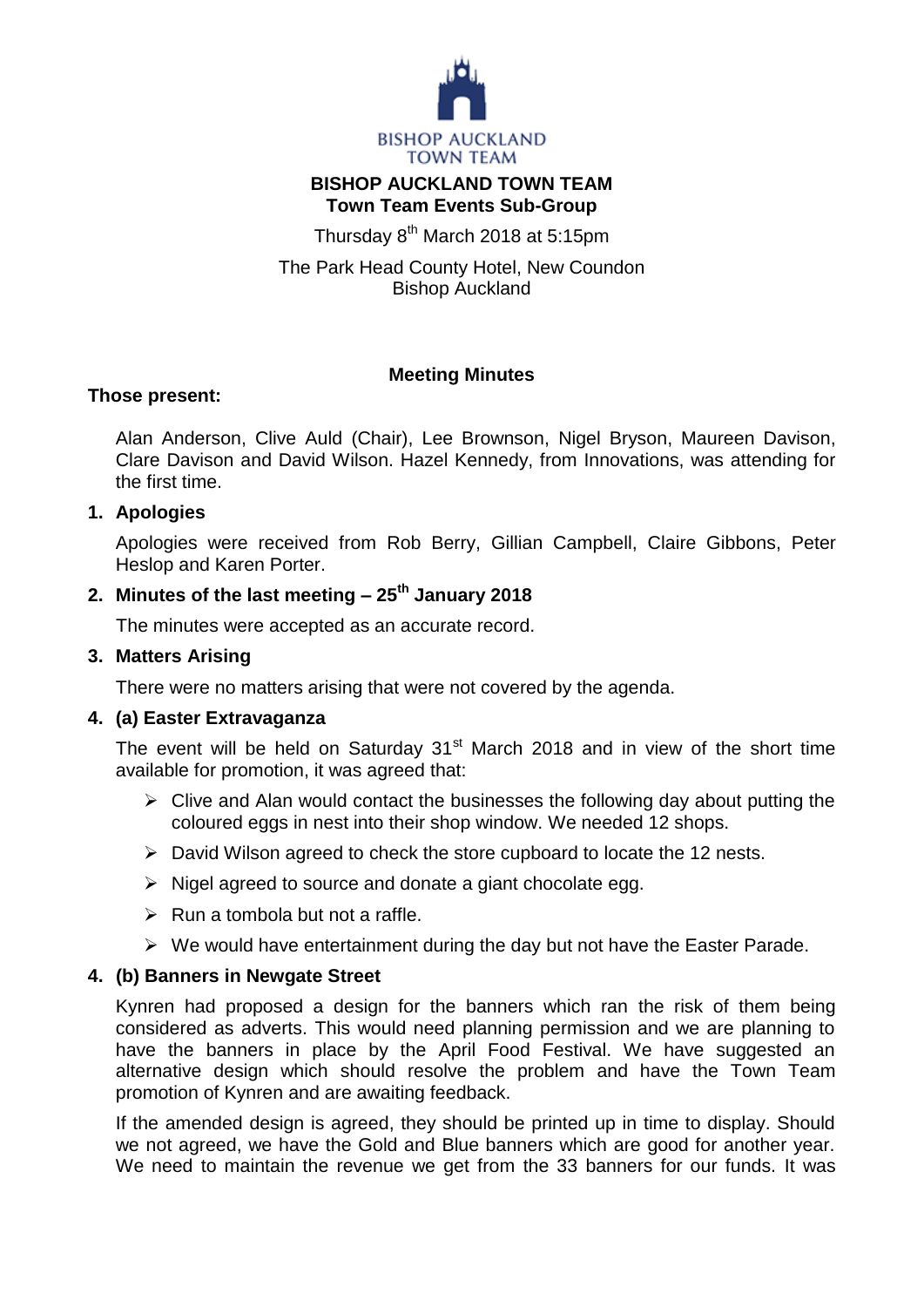BISHOP AUCKLAND TOWN TEAM

# BISHOP AUCKLAND TOWN TEAM
## Town Team Events Sub-Group

Thursday 8th March 2018 at 5:15pm

The Park Head County Hotel, New Coundon
Bishop Auckland

**Meeting Minutes**

**Those present:**

Alan Anderson, Clive Auld (Chair), Lee Brownson, Nigel Bryson, Maureen Davison, Clare Davison and David Wilson. Hazel Kennedy, from Innovations, was attending for the first time.

### 1. Apologies

Apologies were received from Rob Berry, Gillian Campbell, Claire Gibbons, Peter Heslop and Karen Porter.

### 2. Minutes of the last meeting – 25th January 2018

The minutes were accepted as an accurate record.

### 3. Matters Arising

There were no matters arising that were not covered by the agenda.

### 4. (a) Easter Extravaganza

The event will be held on Saturday 31st March 2018 and in view of the short time available for promotion, it was agreed that:

- Clive and Alan would contact the businesses the following day about putting the coloured eggs in nest into their shop window. We needed 12 shops.
- David Wilson agreed to check the store cupboard to locate the 12 nests.
- Nigel agreed to source and donate a giant chocolate egg.
- Run a tombola but not a raffle.
- We would have entertainment during the day but not have the Easter Parade.

### 4. (b) Banners in Newgate Street

Kynren had proposed a design for the banners which ran the risk of them being considered as adverts. This would need planning permission and we are planning to have the banners in place by the April Food Festival. We have suggested an alternative design which should resolve the problem and have the Town Team promotion of Kynren and are awaiting feedback.

If the amended design is agreed, they should be printed up in time to display. Should we not agreed, we have the Gold and Blue banners which are good for another year. We need to maintain the revenue we get from the 33 banners for our funds. It was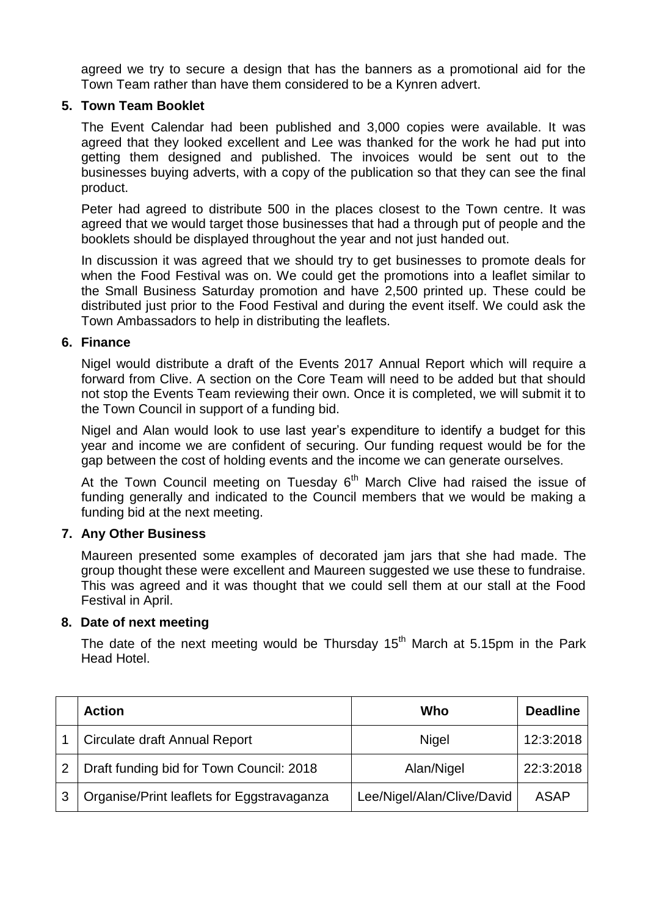agreed we try to secure a design that has the banners as a promotional aid for the Town Team rather than have them considered to be a Kynren advert.

**5. Town Team Booklet**

The Event Calendar had been published and 3,000 copies were available. It was agreed that they looked excellent and Lee was thanked for the work he had put into getting them designed and published. The invoices would be sent out to the businesses buying adverts, with a copy of the publication so that they can see the final product.

Peter had agreed to distribute 500 in the places closest to the Town centre. It was agreed that we would target those businesses that had a through put of people and the booklets should be displayed throughout the year and not just handed out.

In discussion it was agreed that we should try to get businesses to promote deals for when the Food Festival was on. We could get the promotions into a leaflet similar to the Small Business Saturday promotion and have 2,500 printed up. These could be distributed just prior to the Food Festival and during the event itself. We could ask the Town Ambassadors to help in distributing the leaflets.

**6. Finance**

Nigel would distribute a draft of the Events 2017 Annual Report which will require a forward from Clive. A section on the Core Team will need to be added but that should not stop the Events Team reviewing their own. Once it is completed, we will submit it to the Town Council in support of a funding bid.

Nigel and Alan would look to use last year's expenditure to identify a budget for this year and income we are confident of securing. Our funding request would be for the gap between the cost of holding events and the income we can generate ourselves.

At the Town Council meeting on Tuesday 6th March Clive had raised the issue of funding generally and indicated to the Council members that we would be making a funding bid at the next meeting.

**7. Any Other Business**

Maureen presented some examples of decorated jam jars that she had made. The group thought these were excellent and Maureen suggested we use these to fundraise. This was agreed and it was thought that we could sell them at our stall at the Food Festival in April.

**8. Date of next meeting**

The date of the next meeting would be Thursday 15th March at 5.15pm in the Park Head Hotel.

| | Action | Who | Deadline |
|---|---|---|---|
| 1 | Circulate draft Annual Report | Nigel | 12:3:2018 |
| 2 | Draft funding bid for Town Council: 2018 | Alan/Nigel | 22:3:2018 |
| 3 | Organise/Print leaflets for Eggstravaganza | Lee/Nigel/Alan/Clive/David | ASAP |